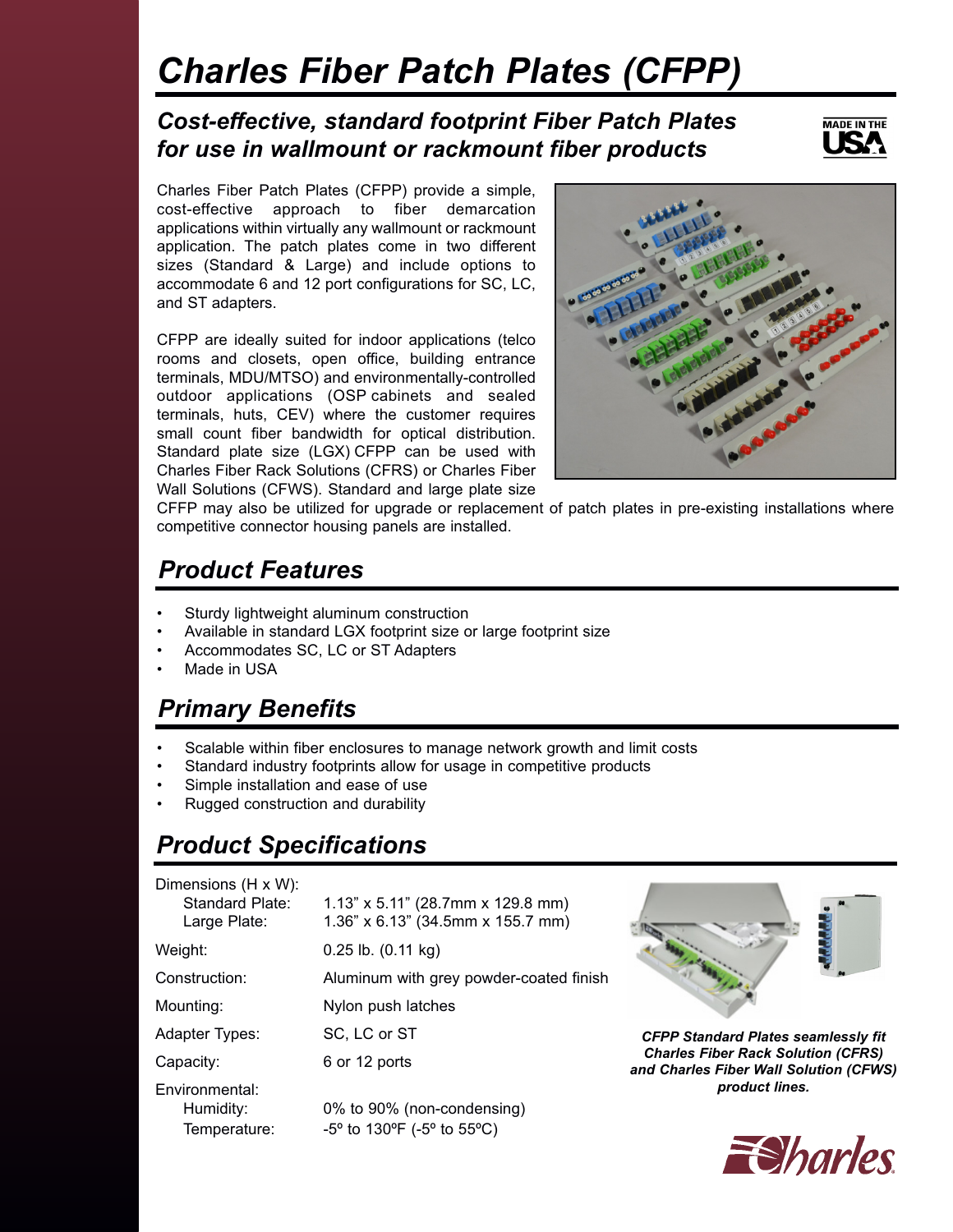# Charles Fiber Patch Plates (CFPP)

## Cost-effective, standard footprint Fiber Patch Plates for use in wallmount or rackmount fiber products

Charles Fiber Patch Plates (CFPP) provide a simple, cost-effective approach to fiber demarcation applications within virtually any wallmount or rackmount application. The patch plates come in two different sizes (Standard & Large) and include options to accommodate 6 and 12 port configurations for SC, LC, and ST adapters.

CFPP are ideally suited for indoor applications (telco rooms and closets, open office, building entrance terminals, MDU/MTSO) and environmentally-controlled outdoor applications (OSP cabinets and sealed terminals, huts, CEV) where the customer requires small count fiber bandwidth for optical distribution. Standard plate size (LGX) CFPP can be used with Charles Fiber Rack Solutions (CFRS) or Charles Fiber Wall Solutions (CFWS). Standard and large plate size CFFP may also be utilized for upgrade or replacement of patch plates in pre-existing installations where competitive connector housing panels are installed.

## Product Features

- Sturdy lightweight aluminum construction
- Available in standard LGX footprint size or large footprint size
- Accommodates SC, LC or ST Adapters
- Made in USA

## Primary Benefits

- Scalable within fiber enclosures to manage network growth and limit costs
- Standard industry footprints allow for usage in competitive products
- Simple installation and ease of use
- Rugged construction and durability

## Product Specifications

| | |
|---|---|
| Dimensions (H x W): | |
| Standard Plate: | 1.13" x 5.11" (28.7mm x 129.8 mm) |
| Large Plate: | 1.36" x 6.13" (34.5mm x 155.7 mm) |
| Weight: | 0.25 lb. (0.11 kg) |
| Construction: | Aluminum with grey powder-coated finish |
| Mounting: | Nylon push latches |
| Adapter Types: | SC, LC or ST |
| Capacity: | 6 or 12 ports |
| Environmental: | |
| Humidity: | 0% to 90% (non-condensing) |
| Temperature: | -5º to 130ºF (-5º to 55ºC) |

*CFPP Standard Plates seamlessly fit Charles Fiber Rack Solution (CFRS) and Charles Fiber Wall Solution (CFWS) product lines.*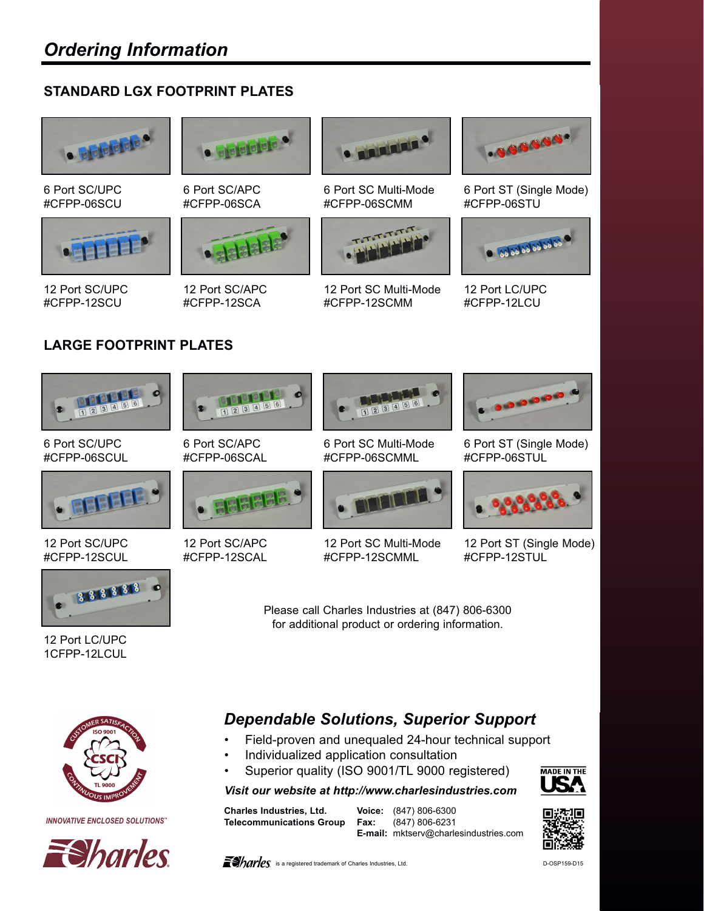## Ordering Information

### STANDARD LGX FOOTPRINT PLATES

6 Port SC/UPC
#CFPP-06SCU

6 Port SC/APC
#CFPP-06SCA

6 Port SC Multi-Mode
#CFPP-06SCMM

6 Port ST (Single Mode)
#CFPP-06STU

12 Port SC/UPC
#CFPP-12SCU

12 Port SC/APC
#CFPP-12SCA

12 Port SC Multi-Mode
#CFPP-12SCMM

12 Port LC/UPC
#CFPP-12LCU

### LARGE FOOTPRINT PLATES

6 Port SC/UPC
#CFPP-06SCUL

6 Port SC/APC
#CFPP-06SCAL

6 Port SC Multi-Mode
#CFPP-06SCMML

6 Port ST (Single Mode)
#CFPP-06STUL

12 Port SC/UPC
#CFPP-12SCUL

12 Port SC/APC
#CFPP-12SCAL

12 Port SC Multi-Mode
#CFPP-12SCMML

12 Port ST (Single Mode)
#CFPP-12STUL

12 Port LC/UPC
1CFPP-12LCUL

Please call Charles Industries at (847) 806-6300 for additional product or ordering information.

CUSTOMER SATISFACTION ISO 9001 CSCI TL 9000 CONTINUOUS IMPROVEMENT

*INNOVATIVE ENCLOSED SOLUTIONS™*

Charles

## *Dependable Solutions, Superior Support*

- Field-proven and unequaled 24-hour technical support
- Individualized application consultation
- Superior quality (ISO 9001/TL 9000 registered)

***Visit our website at http://www.charlesindustries.com***

MADE IN THE USA

**Charles Industries, Ltd.**
**Telecommunications Group**

**Voice:** (847) 806-6300
**Fax:** (847) 806-6231
**E-mail:** mktserv@charlesindustries.com

Charles is a registered trademark of Charles Industries, Ltd.

D-OSP159-D15